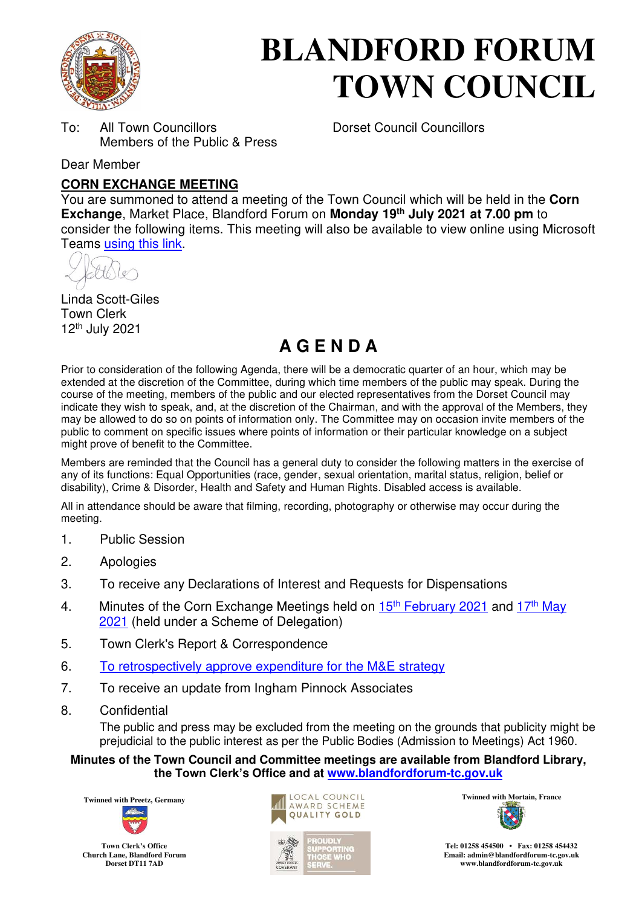# BLANDFORD FORUM TOWN COUNCIL

To: All Town Councillors
Members of the Public & Press

Dorset Council Councillors

Dear Member

## CORN EXCHANGE MEETING

You are summoned to attend a meeting of the Town Council which will be held in the **Corn Exchange**, Market Place, Blandford Forum on **Monday 19th July 2021 at 7.00 pm** to consider the following items. This meeting will also be available to view online using Microsoft Teams using this link.

Linda Scott-Giles
Town Clerk
12th July 2021

## A G E N D A

Prior to consideration of the following Agenda, there will be a democratic quarter of an hour, which may be extended at the discretion of the Committee, during which time members of the public may speak. During the course of the meeting, members of the public and our elected representatives from the Dorset Council may indicate they wish to speak, and, at the discretion of the Chairman, and with the approval of the Members, they may be allowed to do so on points of information only. The Committee may on occasion invite members of the public to comment on specific issues where points of information or their particular knowledge on a subject might prove of benefit to the Committee.

Members are reminded that the Council has a general duty to consider the following matters in the exercise of any of its functions: Equal Opportunities (race, gender, sexual orientation, marital status, religion, belief or disability), Crime & Disorder, Health and Safety and Human Rights. Disabled access is available.

All in attendance should be aware that filming, recording, photography or otherwise may occur during the meeting.

1. Public Session
2. Apologies
3. To receive any Declarations of Interest and Requests for Dispensations
4. Minutes of the Corn Exchange Meetings held on 15th February 2021 and 17th May 2021 (held under a Scheme of Delegation)
5. Town Clerk's Report & Correspondence
6. To retrospectively approve expenditure for the M&E strategy
7. To receive an update from Ingham Pinnock Associates
8. Confidential

   The public and press may be excluded from the meeting on the grounds that publicity might be prejudicial to the public interest as per the Public Bodies (Admission to Meetings) Act 1960.

**Minutes of the Town Council and Committee meetings are available from Blandford Library, the Town Clerk's Office and at www.blandfordforum-tc.gov.uk**

Twinned with Preetz, Germany

Town Clerk's Office
Church Lane, Blandford Forum
Dorset DT11 7AD

LOCAL COUNCIL AWARD SCHEME QUALITY GOLD

PROUDLY SUPPORTING THOSE WHO SERVE.

Twinned with Mortain, France

Tel: 01258 454500 • Fax: 01258 454432
Email: admin@blandfordforum-tc.gov.uk
www.blandfordforum-tc.gov.uk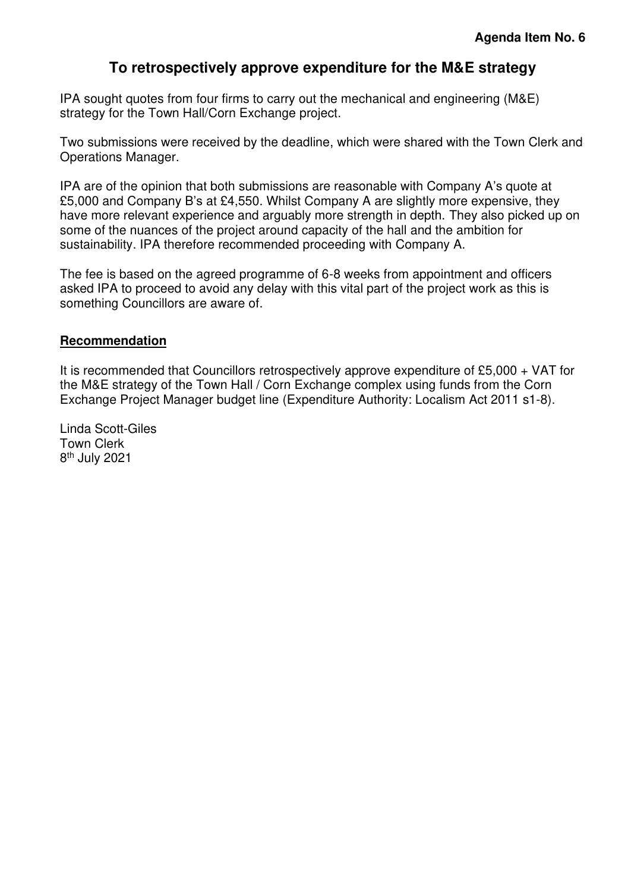**Agenda Item No. 6**

## To retrospectively approve expenditure for the M&E strategy

IPA sought quotes from four firms to carry out the mechanical and engineering (M&E) strategy for the Town Hall/Corn Exchange project.

Two submissions were received by the deadline, which were shared with the Town Clerk and Operations Manager.

IPA are of the opinion that both submissions are reasonable with Company A's quote at £5,000 and Company B's at £4,550. Whilst Company A are slightly more expensive, they have more relevant experience and arguably more strength in depth. They also picked up on some of the nuances of the project around capacity of the hall and the ambition for sustainability. IPA therefore recommended proceeding with Company A.

The fee is based on the agreed programme of 6-8 weeks from appointment and officers asked IPA to proceed to avoid any delay with this vital part of the project work as this is something Councillors are aware of.

**Recommendation**

It is recommended that Councillors retrospectively approve expenditure of £5,000 + VAT for the M&E strategy of the Town Hall / Corn Exchange complex using funds from the Corn Exchange Project Manager budget line (Expenditure Authority: Localism Act 2011 s1-8).

Linda Scott-Giles
Town Clerk
8th July 2021